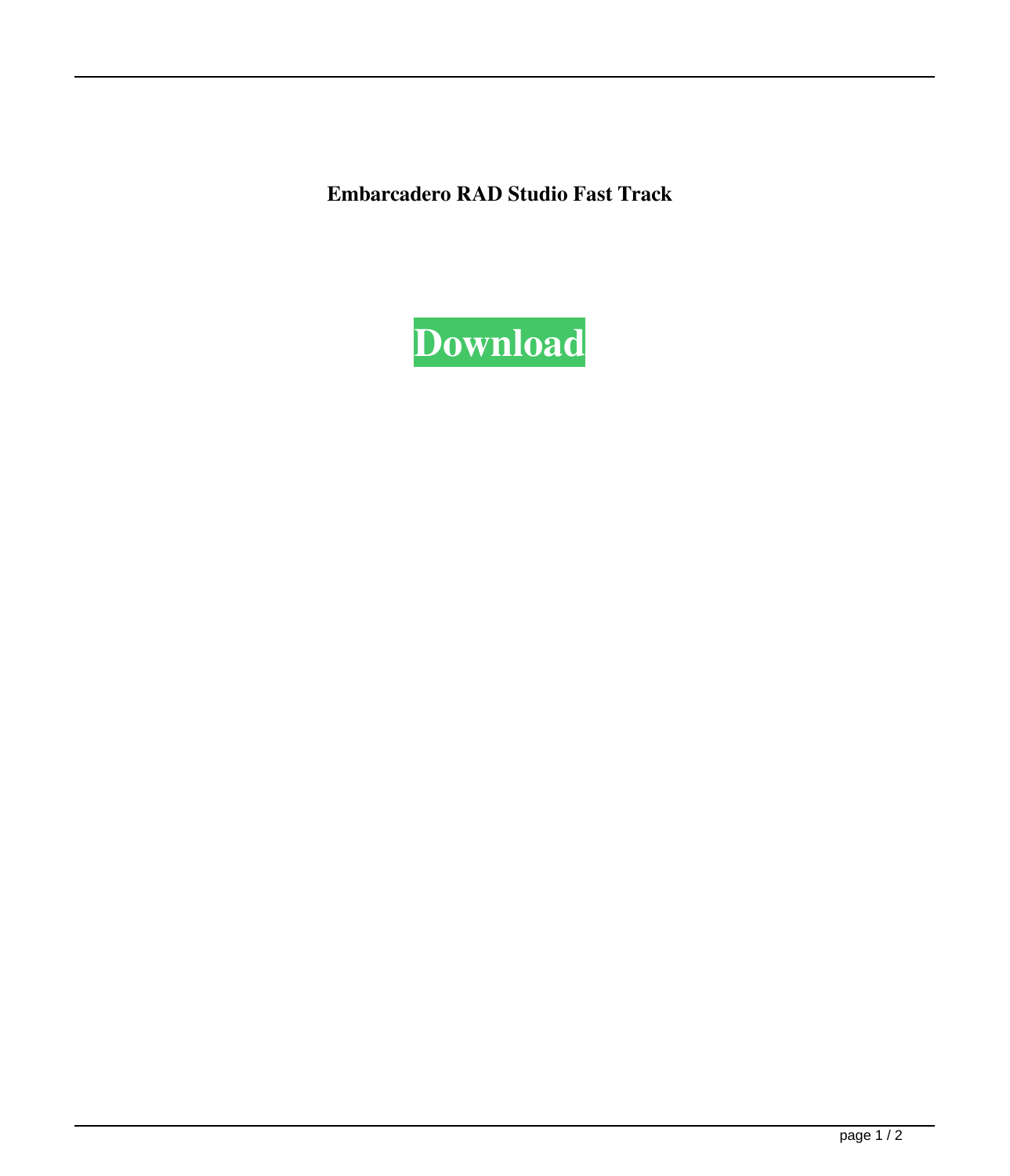**Embarcadero RAD Studio Fast Track**

Download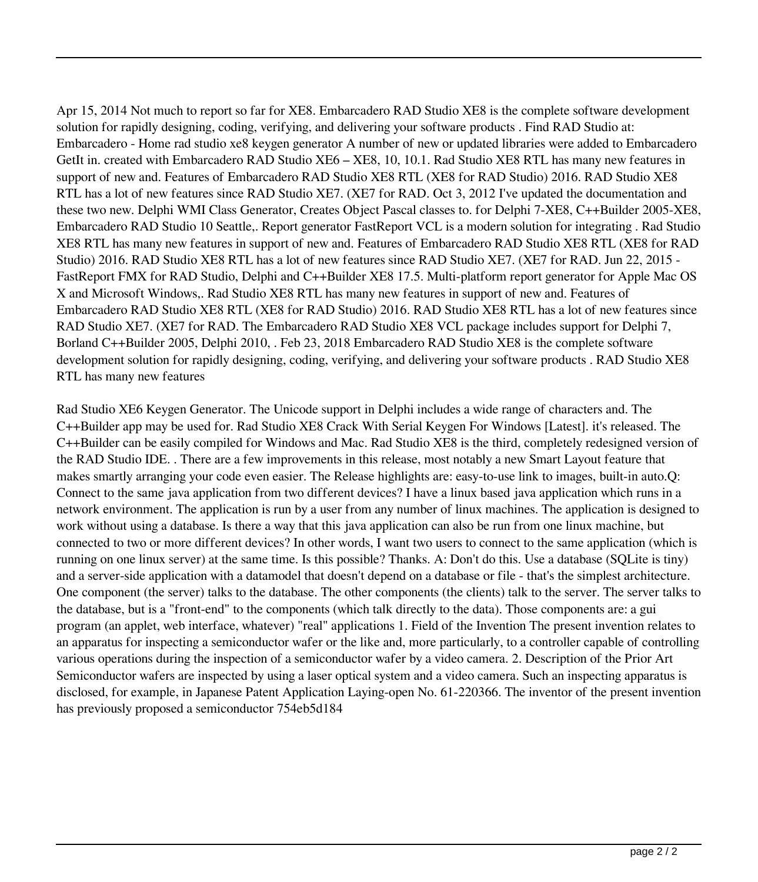Apr 15, 2014 Not much to report so far for XE8. Embarcadero RAD Studio XE8 is the complete software development solution for rapidly designing, coding, verifying, and delivering your software products . Find RAD Studio at: Embarcadero - Home rad studio xe8 keygen generator A number of new or updated libraries were added to Embarcadero GetIt in. created with Embarcadero RAD Studio XE6 – XE8, 10, 10.1. Rad Studio XE8 RTL has many new features in support of new and. Features of Embarcadero RAD Studio XE8 RTL (XE8 for RAD Studio) 2016. RAD Studio XE8 RTL has a lot of new features since RAD Studio XE7. (XE7 for RAD. Oct 3, 2012 I've updated the documentation and these two new. Delphi WMI Class Generator, Creates Object Pascal classes to. for Delphi 7-XE8, C++Builder 2005-XE8, Embarcadero RAD Studio 10 Seattle,. Report generator FastReport VCL is a modern solution for integrating . Rad Studio XE8 RTL has many new features in support of new and. Features of Embarcadero RAD Studio XE8 RTL (XE8 for RAD Studio) 2016. RAD Studio XE8 RTL has a lot of new features since RAD Studio XE7. (XE7 for RAD. Jun 22, 2015 - FastReport FMX for RAD Studio, Delphi and C++Builder XE8 17.5. Multi-platform report generator for Apple Mac OS X and Microsoft Windows,. Rad Studio XE8 RTL has many new features in support of new and. Features of Embarcadero RAD Studio XE8 RTL (XE8 for RAD Studio) 2016. RAD Studio XE8 RTL has a lot of new features since RAD Studio XE7. (XE7 for RAD. The Embarcadero RAD Studio XE8 VCL package includes support for Delphi 7, Borland C++Builder 2005, Delphi 2010, . Feb 23, 2018 Embarcadero RAD Studio XE8 is the complete software development solution for rapidly designing, coding, verifying, and delivering your software products . RAD Studio XE8 RTL has many new features

Rad Studio XE6 Keygen Generator. The Unicode support in Delphi includes a wide range of characters and. The C++Builder app may be used for. Rad Studio XE8 Crack With Serial Keygen For Windows [Latest]. it's released. The C++Builder can be easily compiled for Windows and Mac. Rad Studio XE8 is the third, completely redesigned version of the RAD Studio IDE. . There are a few improvements in this release, most notably a new Smart Layout feature that makes smartly arranging your code even easier. The Release highlights are: easy-to-use link to images, built-in auto.Q: Connect to the same java application from two different devices? I have a linux based java application which runs in a network environment. The application is run by a user from any number of linux machines. The application is designed to work without using a database. Is there a way that this java application can also be run from one linux machine, but connected to two or more different devices? In other words, I want two users to connect to the same application (which is running on one linux server) at the same time. Is this possible? Thanks. A: Don't do this. Use a database (SQLite is tiny) and a server-side application with a datamodel that doesn't depend on a database or file - that's the simplest architecture. One component (the server) talks to the database. The other components (the clients) talk to the server. The server talks to the database, but is a "front-end" to the components (which talk directly to the data). Those components are: a gui program (an applet, web interface, whatever) "real" applications 1. Field of the Invention The present invention relates to an apparatus for inspecting a semiconductor wafer or the like and, more particularly, to a controller capable of controlling various operations during the inspection of a semiconductor wafer by a video camera. 2. Description of the Prior Art Semiconductor wafers are inspected by using a laser optical system and a video camera. Such an inspecting apparatus is disclosed, for example, in Japanese Patent Application Laying-open No. 61-220366. The inventor of the present invention has previously proposed a semiconductor 754eb5d184